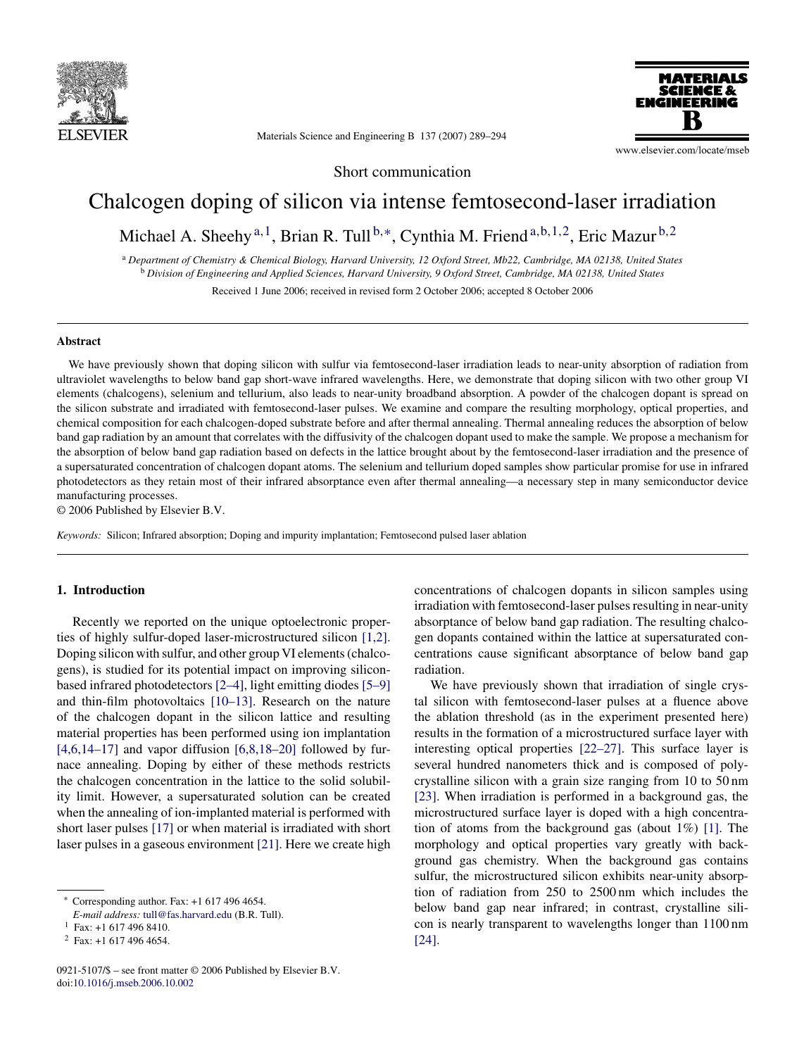Short communication

# Chalcogen doping of silicon via intense femtosecond-laser irradiation

Michael A. Sheehy [a,1], Brian R. Tull [b,*], Cynthia M. Friend [a,b,1,2], Eric Mazur [b,2]

[a] *Department of Chemistry & Chemical Biology, Harvard University, 12 Oxford Street, Mb22, Cambridge, MA 02138, United States*
[b] *Division of Engineering and Applied Sciences, Harvard University, 9 Oxford Street, Cambridge, MA 02138, United States*

Received 1 June 2006; received in revised form 2 October 2006; accepted 8 October 2006

## Abstract

We have previously shown that doping silicon with sulfur via femtosecond-laser irradiation leads to near-unity absorption of radiation from ultraviolet wavelengths to below band gap short-wave infrared wavelengths. Here, we demonstrate that doping silicon with two other group VI elements (chalcogens), selenium and tellurium, also leads to near-unity broadband absorption. A powder of the chalcogen dopant is spread on the silicon substrate and irradiated with femtosecond-laser pulses. We examine and compare the resulting morphology, optical properties, and chemical composition for each chalcogen-doped substrate before and after thermal annealing. Thermal annealing reduces the absorption of below band gap radiation by an amount that correlates with the diffusivity of the chalcogen dopant used to make the sample. We propose a mechanism for the absorption of below band gap radiation based on defects in the lattice brought about by the femtosecond-laser irradiation and the presence of a supersaturated concentration of chalcogen dopant atoms. The selenium and tellurium doped samples show particular promise for use in infrared photodetectors as they retain most of their infrared absorptance even after thermal annealing—a necessary step in many semiconductor device manufacturing processes.

© 2006 Published by Elsevier B.V.

*Keywords:* Silicon; Infrared absorption; Doping and impurity implantation; Femtosecond pulsed laser ablation

## 1. Introduction

Recently we reported on the unique optoelectronic properties of highly sulfur-doped laser-microstructured silicon [1,2]. Doping silicon with sulfur, and other group VI elements (chalcogens), is studied for its potential impact on improving silicon-based infrared photodetectors [2–4], light emitting diodes [5–9] and thin-film photovoltaics [10–13]. Research on the nature of the chalcogen dopant in the silicon lattice and resulting material properties has been performed using ion implantation [4,6,14–17] and vapor diffusion [6,8,18–20] followed by furnace annealing. Doping by either of these methods restricts the chalcogen concentration in the lattice to the solid solubility limit. However, a supersaturated solution can be created when the annealing of ion-implanted material is performed with short laser pulses [17] or when material is irradiated with short laser pulses in a gaseous environment [21]. Here we create high concentrations of chalcogen dopants in silicon samples using irradiation with femtosecond-laser pulses resulting in near-unity absorptance of below band gap radiation. The resulting chalcogen dopants contained within the lattice at supersaturated concentrations cause significant absorptance of below band gap radiation.

We have previously shown that irradiation of single crystal silicon with femtosecond-laser pulses at a fluence above the ablation threshold (as in the experiment presented here) results in the formation of a microstructured surface layer with interesting optical properties [22–27]. This surface layer is several hundred nanometers thick and is composed of polycrystalline silicon with a grain size ranging from 10 to 50 nm [23]. When irradiation is performed in a background gas, the microstructured surface layer is doped with a high concentration of atoms from the background gas (about 1%) [1]. The morphology and optical properties vary greatly with background gas chemistry. When the background gas contains sulfur, the microstructured silicon exhibits near-unity absorption of radiation from 250 to 2500 nm which includes the below band gap near infrared; in contrast, crystalline silicon is nearly transparent to wavelengths longer than 1100 nm [24].

---

* Corresponding author. Fax: +1 617 496 4654.
*E-mail address:* tull@fas.harvard.edu (B.R. Tull).
[1] Fax: +1 617 496 8410.
[2] Fax: +1 617 496 4654.

0921-5107/$ – see front matter © 2006 Published by Elsevier B.V.
doi:10.1016/j.mseb.2006.10.002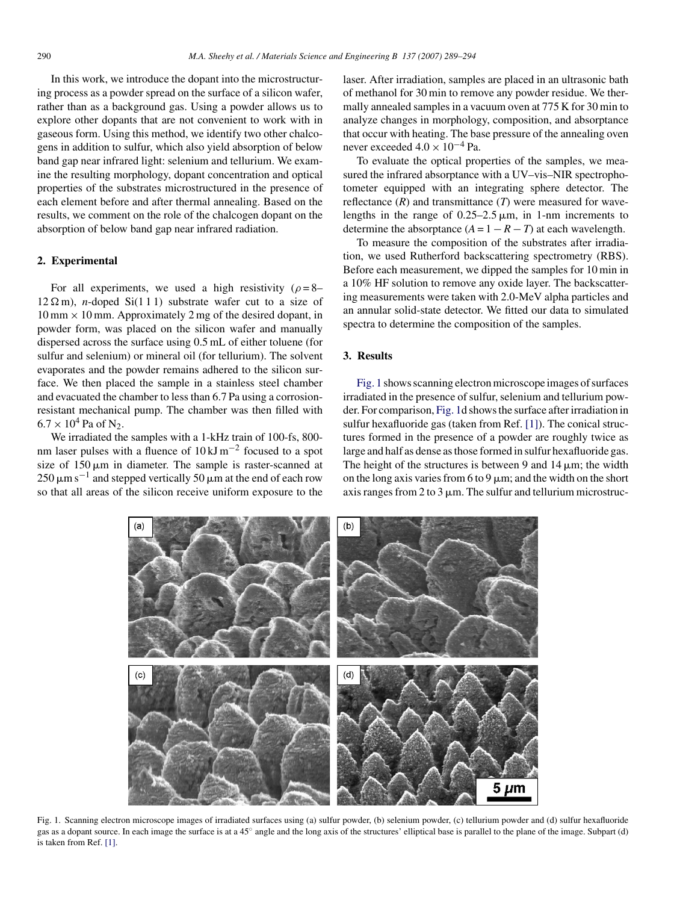In this work, we introduce the dopant into the microstructuring process as a powder spread on the surface of a silicon wafer, rather than as a background gas. Using a powder allows us to explore other dopants that are not convenient to work with in gaseous form. Using this method, we identify two other chalcogens in addition to sulfur, which also yield absorption of below band gap near infrared light: selenium and tellurium. We examine the resulting morphology, dopant concentration and optical properties of the substrates microstructured in the presence of each element before and after thermal annealing. Based on the results, we comment on the role of the chalcogen dopant on the absorption of below band gap near infrared radiation.

## 2. Experimental

For all experiments, we used a high resistivity ($\rho = 8$–$12\,\Omega\,\text{m}$), *n*-doped Si(1 1 1) substrate wafer cut to a size of $10\,\text{mm} \times 10\,\text{mm}$. Approximately 2 mg of the desired dopant, in powder form, was placed on the silicon wafer and manually dispersed across the surface using 0.5 mL of either toluene (for sulfur and selenium) or mineral oil (for tellurium). The solvent evaporates and the powder remains adhered to the silicon surface. We then placed the sample in a stainless steel chamber and evacuated the chamber to less than 6.7 Pa using a corrosion-resistant mechanical pump. The chamber was then filled with $6.7 \times 10^4$ Pa of $N_2$.

We irradiated the samples with a 1-kHz train of 100-fs, 800-nm laser pulses with a fluence of $10\,\text{kJ}\,\text{m}^{-2}$ focused to a spot size of $150\,\mu\text{m}$ in diameter. The sample is raster-scanned at $250\,\mu\text{m}\,\text{s}^{-1}$ and stepped vertically $50\,\mu\text{m}$ at the end of each row so that all areas of the silicon receive uniform exposure to the laser. After irradiation, samples are placed in an ultrasonic bath of methanol for 30 min to remove any powder residue. We thermally annealed samples in a vacuum oven at 775 K for 30 min to analyze changes in morphology, composition, and absorptance that occur with heating. The base pressure of the annealing oven never exceeded $4.0 \times 10^{-4}$ Pa.

To evaluate the optical properties of the samples, we measured the infrared absorptance with a UV–vis–NIR spectrophotometer equipped with an integrating sphere detector. The reflectance ($R$) and transmittance ($T$) were measured for wavelengths in the range of $0.25$–$2.5\,\mu\text{m}$, in 1-nm increments to determine the absorptance ($A = 1 - R - T$) at each wavelength.

To measure the composition of the substrates after irradiation, we used Rutherford backscattering spectrometry (RBS). Before each measurement, we dipped the samples for 10 min in a 10% HF solution to remove any oxide layer. The backscattering measurements were taken with 2.0-MeV alpha particles and an annular solid-state detector. We fitted our data to simulated spectra to determine the composition of the samples.

## 3. Results

Fig. 1 shows scanning electron microscope images of surfaces irradiated in the presence of sulfur, selenium and tellurium powder. For comparison, Fig. 1d shows the surface after irradiation in sulfur hexafluoride gas (taken from Ref. [1]). The conical structures formed in the presence of a powder are roughly twice as large and half as dense as those formed in sulfur hexafluoride gas. The height of the structures is between 9 and $14\,\mu\text{m}$; the width on the long axis varies from 6 to $9\,\mu\text{m}$; and the width on the short axis ranges from 2 to $3\,\mu\text{m}$. The sulfur and tellurium microstruc-

Fig. 1. Scanning electron microscope images of irradiated surfaces using (a) sulfur powder, (b) selenium powder, (c) tellurium powder and (d) sulfur hexafluoride gas as a dopant source. In each image the surface is at a 45° angle and the long axis of the structures' elliptical base is parallel to the plane of the image. Subpart (d) is taken from Ref. [1].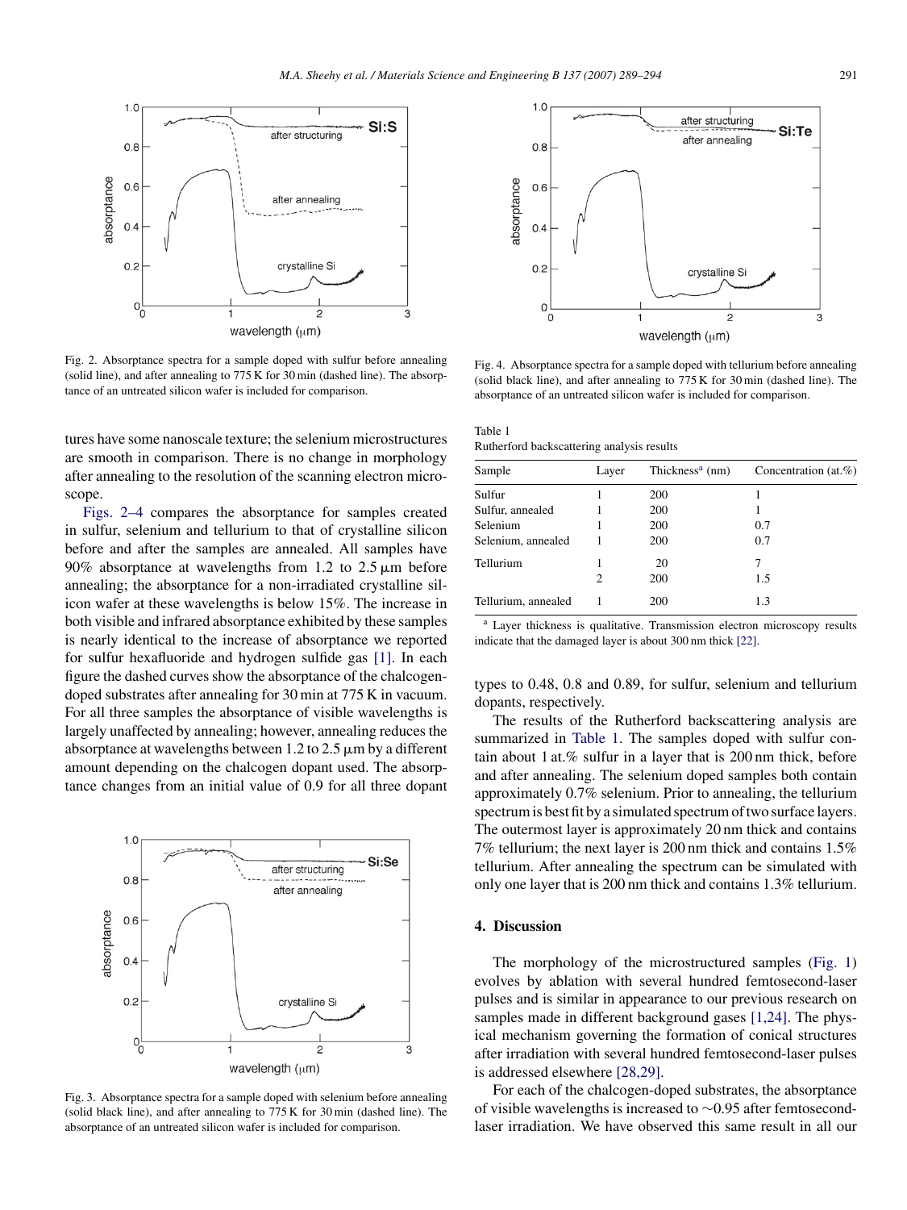Fig. 2. Absorptance spectra for a sample doped with sulfur before annealing (solid line), and after annealing to 775 K for 30 min (dashed line). The absorptance of an untreated silicon wafer is included for comparison.

tures have some nanoscale texture; the selenium microstructures are smooth in comparison. There is no change in morphology after annealing to the resolution of the scanning electron microscope.

Figs. 2–4 compares the absorptance for samples created in sulfur, selenium and tellurium to that of crystalline silicon before and after the samples are annealed. All samples have 90% absorptance at wavelengths from 1.2 to 2.5 μm before annealing; the absorptance for a non-irradiated crystalline silicon wafer at these wavelengths is below 15%. The increase in both visible and infrared absorptance exhibited by these samples is nearly identical to the increase of absorptance we reported for sulfur hexafluoride and hydrogen sulfide gas [1]. In each figure the dashed curves show the absorptance of the chalcogen-doped substrates after annealing for 30 min at 775 K in vacuum. For all three samples the absorptance of visible wavelengths is largely unaffected by annealing; however, annealing reduces the absorptance at wavelengths between 1.2 to 2.5 μm by a different amount depending on the chalcogen dopant used. The absorptance changes from an initial value of 0.9 for all three dopant types to 0.48, 0.8 and 0.89, for sulfur, selenium and tellurium dopants, respectively.

Fig. 3. Absorptance spectra for a sample doped with selenium before annealing (solid black line), and after annealing to 775 K for 30 min (dashed line). The absorptance of an untreated silicon wafer is included for comparison.

Fig. 4. Absorptance spectra for a sample doped with tellurium before annealing (solid black line), and after annealing to 775 K for 30 min (dashed line). The absorptance of an untreated silicon wafer is included for comparison.

Table 1
Rutherford backscattering analysis results

| Sample | Layer | Thickness[a] (nm) | Concentration (at.%) |
|---|---|---|---|
| Sulfur | 1 | 200 | 1 |
| Sulfur, annealed | 1 | 200 | 1 |
| Selenium | 1 | 200 | 0.7 |
| Selenium, annealed | 1 | 200 | 0.7 |
| Tellurium | 1 | 20 | 7 |
| | 2 | 200 | 1.5 |
| Tellurium, annealed | 1 | 200 | 1.3 |

[a] Layer thickness is qualitative. Transmission electron microscopy results indicate that the damaged layer is about 300 nm thick [22].

The results of the Rutherford backscattering analysis are summarized in Table 1. The samples doped with sulfur contain about 1 at.% sulfur in a layer that is 200 nm thick, before and after annealing. The selenium doped samples both contain approximately 0.7% selenium. Prior to annealing, the tellurium spectrum is best fit by a simulated spectrum of two surface layers. The outermost layer is approximately 20 nm thick and contains 7% tellurium; the next layer is 200 nm thick and contains 1.5% tellurium. After annealing the spectrum can be simulated with only one layer that is 200 nm thick and contains 1.3% tellurium.

## 4. Discussion

The morphology of the microstructured samples (Fig. 1) evolves by ablation with several hundred femtosecond-laser pulses and is similar in appearance to our previous research on samples made in different background gases [1,24]. The physical mechanism governing the formation of conical structures after irradiation with several hundred femtosecond-laser pulses is addressed elsewhere [28,29].

For each of the chalcogen-doped substrates, the absorptance of visible wavelengths is increased to ∼0.95 after femtosecond-laser irradiation. We have observed this same result in all our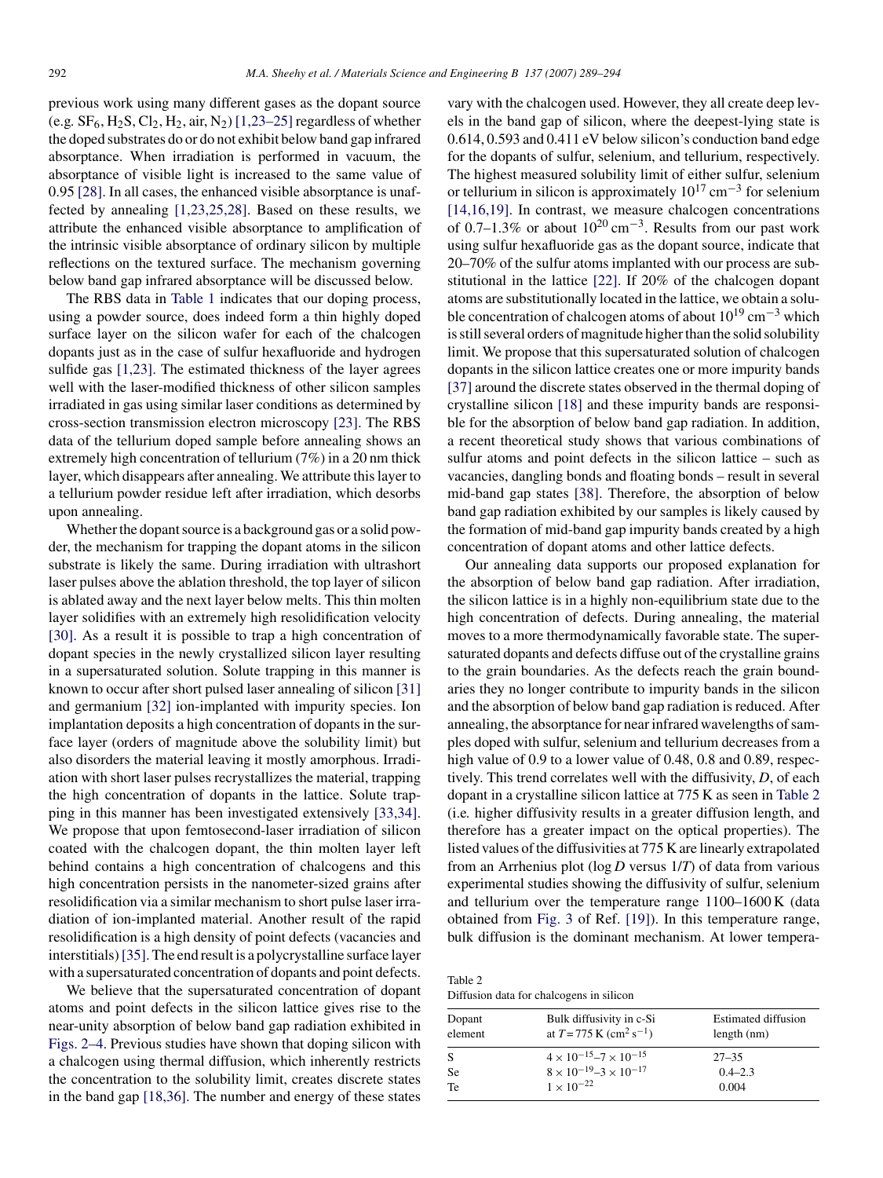previous work using many different gases as the dopant source (e.g. $SF_6$, $H_2S$, $Cl_2$, $H_2$, air, $N_2$) [1,23–25] regardless of whether the doped substrates do or do not exhibit below band gap infrared absorptance. When irradiation is performed in vacuum, the absorptance of visible light is increased to the same value of 0.95 [28]. In all cases, the enhanced visible absorptance is unaffected by annealing [1,23,25,28]. Based on these results, we attribute the enhanced visible absorptance to amplification of the intrinsic visible absorptance of ordinary silicon by multiple reflections on the textured surface. The mechanism governing below band gap infrared absorptance will be discussed below.

The RBS data in Table 1 indicates that our doping process, using a powder source, does indeed form a thin highly doped surface layer on the silicon wafer for each of the chalcogen dopants just as in the case of sulfur hexafluoride and hydrogen sulfide gas [1,23]. The estimated thickness of the layer agrees well with the laser-modified thickness of other silicon samples irradiated in gas using similar laser conditions as determined by cross-section transmission electron microscopy [23]. The RBS data of the tellurium doped sample before annealing shows an extremely high concentration of tellurium (7%) in a 20 nm thick layer, which disappears after annealing. We attribute this layer to a tellurium powder residue left after irradiation, which desorbs upon annealing.

Whether the dopant source is a background gas or a solid powder, the mechanism for trapping the dopant atoms in the silicon substrate is likely the same. During irradiation with ultrashort laser pulses above the ablation threshold, the top layer of silicon is ablated away and the next layer below melts. This thin molten layer solidifies with an extremely high resolidification velocity [30]. As a result it is possible to trap a high concentration of dopant species in the newly crystallized silicon layer resulting in a supersaturated solution. Solute trapping in this manner is known to occur after short pulsed laser annealing of silicon [31] and germanium [32] ion-implanted with impurity species. Ion implantation deposits a high concentration of dopants in the surface layer (orders of magnitude above the solubility limit) but also disorders the material leaving it mostly amorphous. Irradiation with short laser pulses recrystallizes the material, trapping the high concentration of dopants in the lattice. Solute trapping in this manner has been investigated extensively [33,34]. We propose that upon femtosecond-laser irradiation of silicon coated with the chalcogen dopant, the thin molten layer left behind contains a high concentration of chalcogens and this high concentration persists in the nanometer-sized grains after resolidification via a similar mechanism to short pulse laser irradiation of ion-implanted material. Another result of the rapid resolidification is a high density of point defects (vacancies and interstitials) [35]. The end result is a polycrystalline surface layer with a supersaturated concentration of dopants and point defects.

We believe that the supersaturated concentration of dopant atoms and point defects in the silicon lattice gives rise to the near-unity absorption of below band gap radiation exhibited in Figs. 2–4. Previous studies have shown that doping silicon with a chalcogen using thermal diffusion, which inherently restricts the concentration to the solubility limit, creates discrete states in the band gap [18,36]. The number and energy of these states vary with the chalcogen used. However, they all create deep levels in the band gap of silicon, where the deepest-lying state is 0.614, 0.593 and 0.411 eV below silicon's conduction band edge for the dopants of sulfur, selenium, and tellurium, respectively. The highest measured solubility limit of either sulfur, selenium or tellurium in silicon is approximately $10^{17}$ cm$^{-3}$ for selenium [14,16,19]. In contrast, we measure chalcogen concentrations of 0.7–1.3% or about $10^{20}$ cm$^{-3}$. Results from our past work using sulfur hexafluoride gas as the dopant source, indicate that 20–70% of the sulfur atoms implanted with our process are substitutional in the lattice [22]. If 20% of the chalcogen dopant atoms are substitutionally located in the lattice, we obtain a soluble concentration of chalcogen atoms of about $10^{19}$ cm$^{-3}$ which is still several orders of magnitude higher than the solid solubility limit. We propose that this supersaturated solution of chalcogen dopants in the silicon lattice creates one or more impurity bands [37] around the discrete states observed in the thermal doping of crystalline silicon [18] and these impurity bands are responsible for the absorption of below band gap radiation. In addition, a recent theoretical study shows that various combinations of sulfur atoms and point defects in the silicon lattice – such as vacancies, dangling bonds and floating bonds – result in several mid-band gap states [38]. Therefore, the absorption of below band gap radiation exhibited by our samples is likely caused by the formation of mid-band gap impurity bands created by a high concentration of dopant atoms and other lattice defects.

Our annealing data supports our proposed explanation for the absorption of below band gap radiation. After irradiation, the silicon lattice is in a highly non-equilibrium state due to the high concentration of defects. During annealing, the material moves to a more thermodynamically favorable state. The supersaturated dopants and defects diffuse out of the crystalline grains to the grain boundaries. As the defects reach the grain boundaries they no longer contribute to impurity bands in the silicon and the absorption of below band gap radiation is reduced. After annealing, the absorptance for near infrared wavelengths of samples doped with sulfur, selenium and tellurium decreases from a high value of 0.9 to a lower value of 0.48, 0.8 and 0.89, respectively. This trend correlates well with the diffusivity, $D$, of each dopant in a crystalline silicon lattice at 775 K as seen in Table 2 (i.e. higher diffusivity results in a greater diffusion length, and therefore has a greater impact on the optical properties). The listed values of the diffusivities at 775 K are linearly extrapolated from an Arrhenius plot ($\log D$ versus $1/T$) of data from various experimental studies showing the diffusivity of sulfur, selenium and tellurium over the temperature range 1100–1600 K (data obtained from Fig. 3 of Ref. [19]). In this temperature range, bulk diffusion is the dominant mechanism. At lower tempera-

Table 2
Diffusion data for chalcogens in silicon

| Dopant element | Bulk diffusivity in c-Si at $T = 775$ K (cm$^2$ s$^{-1}$) | Estimated diffusion length (nm) |
|---|---|---|
| S | $4 \times 10^{-15}$–$7 \times 10^{-15}$ | 27–35 |
| Se | $8 \times 10^{-19}$–$3 \times 10^{-17}$ | 0.4–2.3 |
| Te | $1 \times 10^{-22}$ | 0.004 |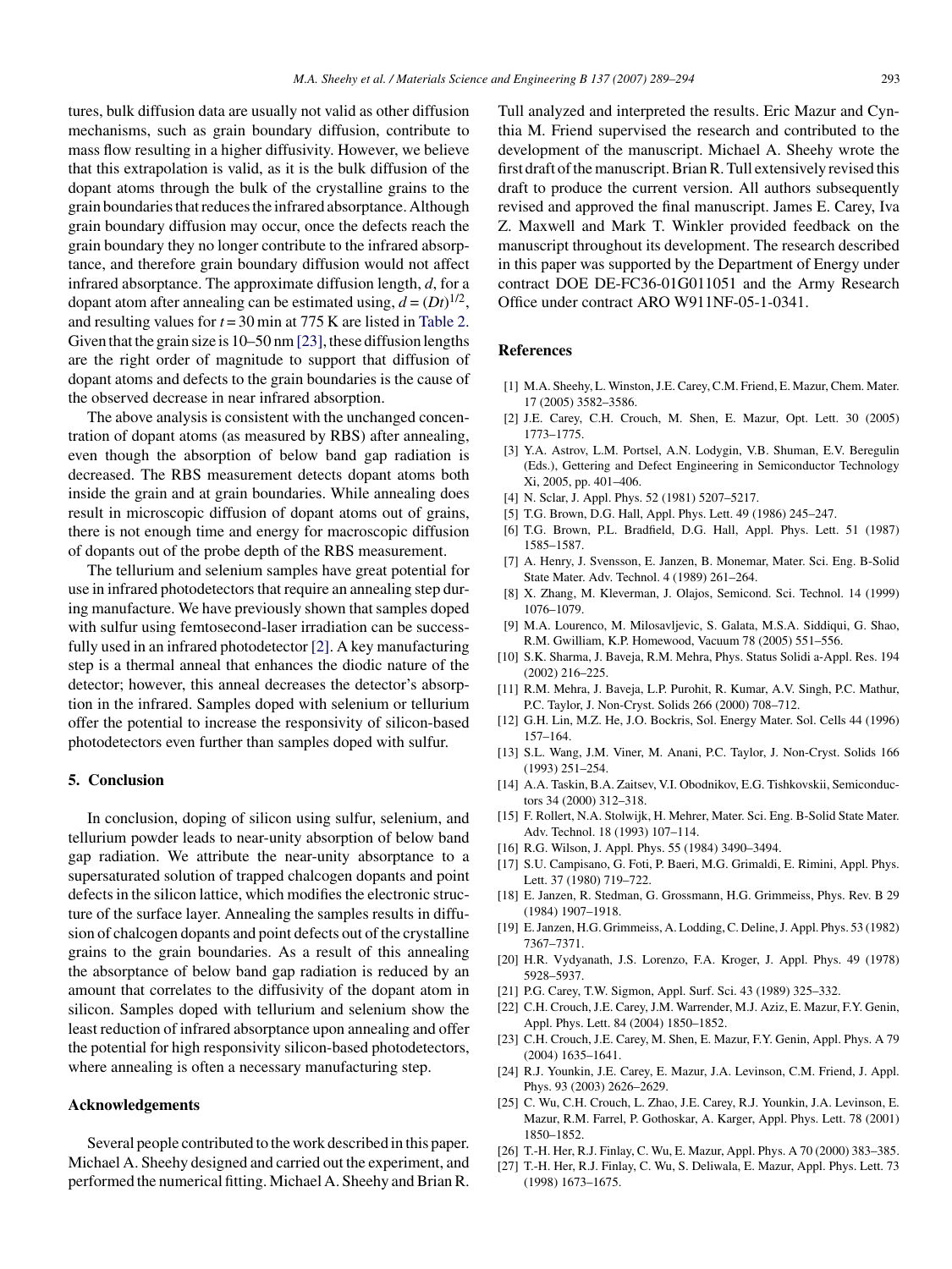tures, bulk diffusion data are usually not valid as other diffusion mechanisms, such as grain boundary diffusion, contribute to mass flow resulting in a higher diffusivity. However, we believe that this extrapolation is valid, as it is the bulk diffusion of the dopant atoms through the bulk of the crystalline grains to the grain boundaries that reduces the infrared absorptance. Although grain boundary diffusion may occur, once the defects reach the grain boundary they no longer contribute to the infrared absorptance, and therefore grain boundary diffusion would not affect infrared absorptance. The approximate diffusion length, $d$, for a dopant atom after annealing can be estimated using, $d = (Dt)^{1/2}$, and resulting values for $t = 30$ min at 775 K are listed in Table 2. Given that the grain size is 10–50 nm [23], these diffusion lengths are the right order of magnitude to support that diffusion of dopant atoms and defects to the grain boundaries is the cause of the observed decrease in near infrared absorption.

The above analysis is consistent with the unchanged concentration of dopant atoms (as measured by RBS) after annealing, even though the absorption of below band gap radiation is decreased. The RBS measurement detects dopant atoms both inside the grain and at grain boundaries. While annealing does result in microscopic diffusion of dopant atoms out of grains, there is not enough time and energy for macroscopic diffusion of dopants out of the probe depth of the RBS measurement.

The tellurium and selenium samples have great potential for use in infrared photodetectors that require an annealing step during manufacture. We have previously shown that samples doped with sulfur using femtosecond-laser irradiation can be successfully used in an infrared photodetector [2]. A key manufacturing step is a thermal anneal that enhances the diodic nature of the detector; however, this anneal decreases the detector's absorption in the infrared. Samples doped with selenium or tellurium offer the potential to increase the responsivity of silicon-based photodetectors even further than samples doped with sulfur.

## 5. Conclusion

In conclusion, doping of silicon using sulfur, selenium, and tellurium powder leads to near-unity absorption of below band gap radiation. We attribute the near-unity absorptance to a supersaturated solution of trapped chalcogen dopants and point defects in the silicon lattice, which modifies the electronic structure of the surface layer. Annealing the samples results in diffusion of chalcogen dopants and point defects out of the crystalline grains to the grain boundaries. As a result of this annealing the absorptance of below band gap radiation is reduced by an amount that correlates to the diffusivity of the dopant atom in silicon. Samples doped with tellurium and selenium show the least reduction of infrared absorptance upon annealing and offer the potential for high responsivity silicon-based photodetectors, where annealing is often a necessary manufacturing step.

## Acknowledgements

Several people contributed to the work described in this paper. Michael A. Sheehy designed and carried out the experiment, and performed the numerical fitting. Michael A. Sheehy and Brian R. Tull analyzed and interpreted the results. Eric Mazur and Cynthia M. Friend supervised the research and contributed to the development of the manuscript. Michael A. Sheehy wrote the first draft of the manuscript. Brian R. Tull extensively revised this draft to produce the current version. All authors subsequently revised and approved the final manuscript. James E. Carey, Iva Z. Maxwell and Mark T. Winkler provided feedback on the manuscript throughout its development. The research described in this paper was supported by the Department of Energy under contract DOE DE-FC36-01G011051 and the Army Research Office under contract ARO W911NF-05-1-0341.

## References

[1] M.A. Sheehy, L. Winston, J.E. Carey, C.M. Friend, E. Mazur, Chem. Mater. 17 (2005) 3582–3586.

[2] J.E. Carey, C.H. Crouch, M. Shen, E. Mazur, Opt. Lett. 30 (2005) 1773–1775.

[3] Y.A. Astrov, L.M. Portsel, A.N. Lodygin, V.B. Shuman, E.V. Beregulin (Eds.), Gettering and Defect Engineering in Semiconductor Technology Xi, 2005, pp. 401–406.

[4] N. Sclar, J. Appl. Phys. 52 (1981) 5207–5217.

[5] T.G. Brown, D.G. Hall, Appl. Phys. Lett. 49 (1986) 245–247.

[6] T.G. Brown, P.L. Bradfield, D.G. Hall, Appl. Phys. Lett. 51 (1987) 1585–1587.

[7] A. Henry, J. Svensson, E. Janzen, B. Monemar, Mater. Sci. Eng. B-Solid State Mater. Adv. Technol. 4 (1989) 261–264.

[8] X. Zhang, M. Kleverman, J. Olajos, Semicond. Sci. Technol. 14 (1999) 1076–1079.

[9] M.A. Lourenco, M. Milosavljevic, S. Galata, M.S.A. Siddiqui, G. Shao, R.M. Gwilliam, K.P. Homewood, Vacuum 78 (2005) 551–556.

[10] S.K. Sharma, J. Baveja, R.M. Mehra, Phys. Status Solidi a-Appl. Res. 194 (2002) 216–225.

[11] R.M. Mehra, J. Baveja, L.P. Purohit, R. Kumar, A.V. Singh, P.C. Mathur, P.C. Taylor, J. Non-Cryst. Solids 266 (2000) 708–712.

[12] G.H. Lin, M.Z. He, J.O. Bockris, Sol. Energy Mater. Sol. Cells 44 (1996) 157–164.

[13] S.L. Wang, J.M. Viner, M. Anani, P.C. Taylor, J. Non-Cryst. Solids 166 (1993) 251–254.

[14] A.A. Taskin, B.A. Zaitsev, V.I. Obodnikov, E.G. Tishkovskii, Semiconductors 34 (2000) 312–318.

[15] F. Rollert, N.A. Stolwijk, H. Mehrer, Mater. Sci. Eng. B-Solid State Mater. Adv. Technol. 18 (1993) 107–114.

[16] R.G. Wilson, J. Appl. Phys. 55 (1984) 3490–3494.

[17] S.U. Campisano, G. Foti, P. Baeri, M.G. Grimaldi, E. Rimini, Appl. Phys. Lett. 37 (1980) 719–722.

[18] E. Janzen, R. Stedman, G. Grossmann, H.G. Grimmeiss, Phys. Rev. B 29 (1984) 1907–1918.

[19] E. Janzen, H.G. Grimmeiss, A. Lodding, C. Deline, J. Appl. Phys. 53 (1982) 7367–7371.

[20] H.R. Vydyanath, J.S. Lorenzo, F.A. Kroger, J. Appl. Phys. 49 (1978) 5928–5937.

[21] P.G. Carey, T.W. Sigmon, Appl. Surf. Sci. 43 (1989) 325–332.

[22] C.H. Crouch, J.E. Carey, J.M. Warrender, M.J. Aziz, E. Mazur, F.Y. Genin, Appl. Phys. Lett. 84 (2004) 1850–1852.

[23] C.H. Crouch, J.E. Carey, M. Shen, E. Mazur, F.Y. Genin, Appl. Phys. A 79 (2004) 1635–1641.

[24] R.J. Younkin, J.E. Carey, E. Mazur, J.A. Levinson, C.M. Friend, J. Appl. Phys. 93 (2003) 2626–2629.

[25] C. Wu, C.H. Crouch, L. Zhao, J.E. Carey, R.J. Younkin, J.A. Levinson, E. Mazur, R.M. Farrel, P. Gothoskar, A. Karger, Appl. Phys. Lett. 78 (2001) 1850–1852.

[26] T.-H. Her, R.J. Finlay, C. Wu, E. Mazur, Appl. Phys. A 70 (2000) 383–385.

[27] T.-H. Her, R.J. Finlay, C. Wu, S. Deliwala, E. Mazur, Appl. Phys. Lett. 73 (1998) 1673–1675.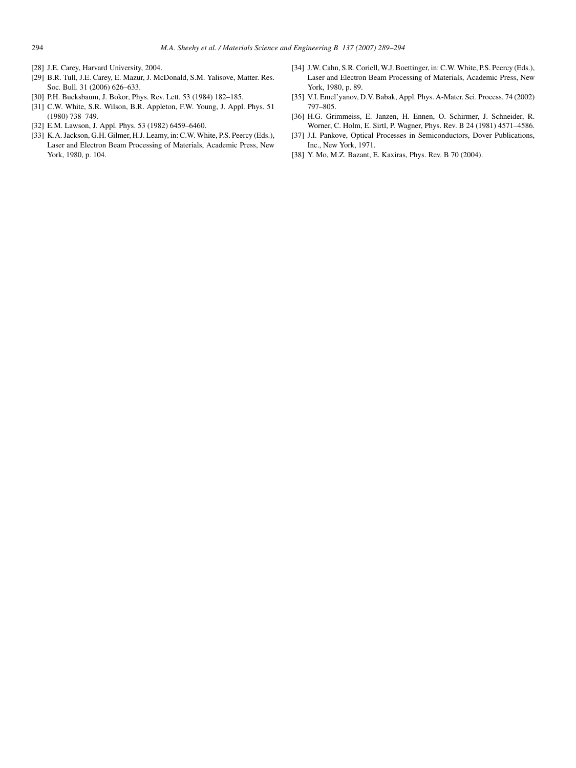[28] J.E. Carey, Harvard University, 2004.

[29] B.R. Tull, J.E. Carey, E. Mazur, J. McDonald, S.M. Yalisove, Matter. Res. Soc. Bull. 31 (2006) 626–633.

[30] P.H. Bucksbaum, J. Bokor, Phys. Rev. Lett. 53 (1984) 182–185.

[31] C.W. White, S.R. Wilson, B.R. Appleton, F.W. Young, J. Appl. Phys. 51 (1980) 738–749.

[32] E.M. Lawson, J. Appl. Phys. 53 (1982) 6459–6460.

[33] K.A. Jackson, G.H. Gilmer, H.J. Leamy, in: C.W. White, P.S. Peercy (Eds.), Laser and Electron Beam Processing of Materials, Academic Press, New York, 1980, p. 104.

[34] J.W. Cahn, S.R. Coriell, W.J. Boettinger, in: C.W. White, P.S. Peercy (Eds.), Laser and Electron Beam Processing of Materials, Academic Press, New York, 1980, p. 89.

[35] V.I. Emel'yanov, D.V. Babak, Appl. Phys. A-Mater. Sci. Process. 74 (2002) 797–805.

[36] H.G. Grimmeiss, E. Janzen, H. Ennen, O. Schirmer, J. Schneider, R. Worner, C. Holm, E. Sirtl, P. Wagner, Phys. Rev. B 24 (1981) 4571–4586.

[37] J.I. Pankove, Optical Processes in Semiconductors, Dover Publications, Inc., New York, 1971.

[38] Y. Mo, M.Z. Bazant, E. Kaxiras, Phys. Rev. B 70 (2004).